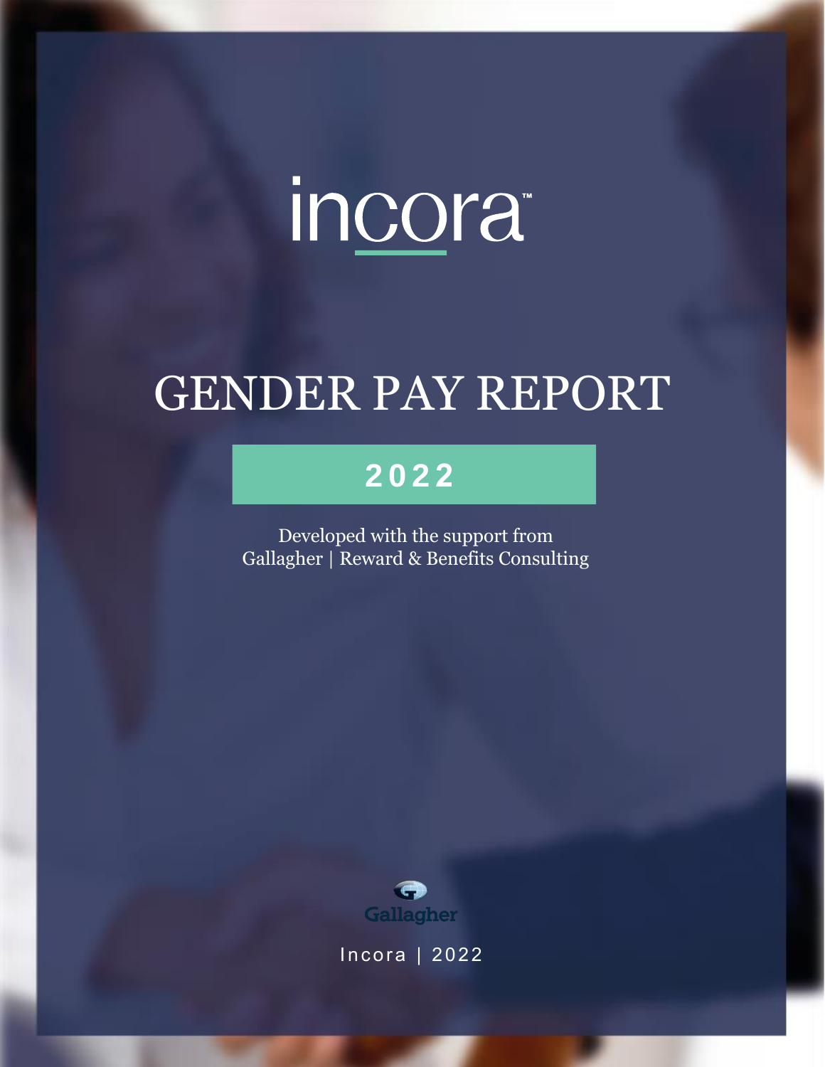incora™

# GENDER PAY REPORT

## 2022

Developed with the support from
Gallagher | Reward & Benefits Consulting

Gallagher

Incora | 2022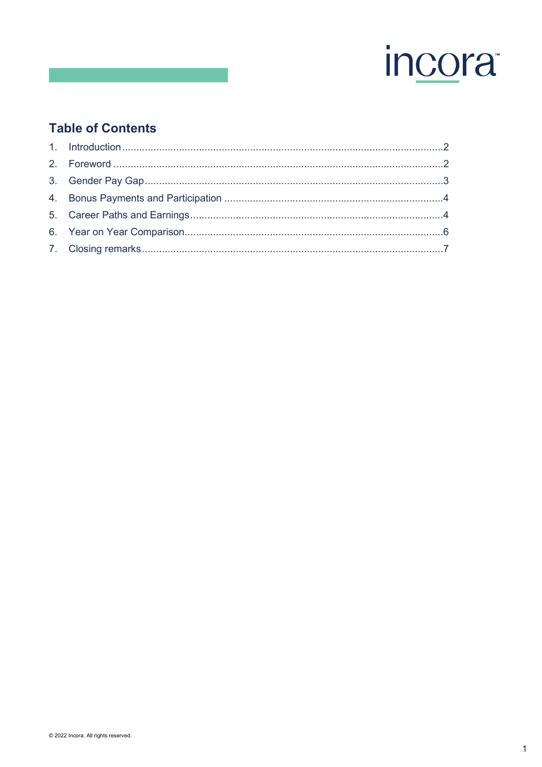## Table of Contents

1. Introduction .......... 2
2. Foreword .......... 2
3. Gender Pay Gap .......... 3
4. Bonus Payments and Participation .......... 4
5. Career Paths and Earnings .......... 4
6. Year on Year Comparison .......... 6
7. Closing remarks .......... 7

© 2022 Incora. All rights reserved.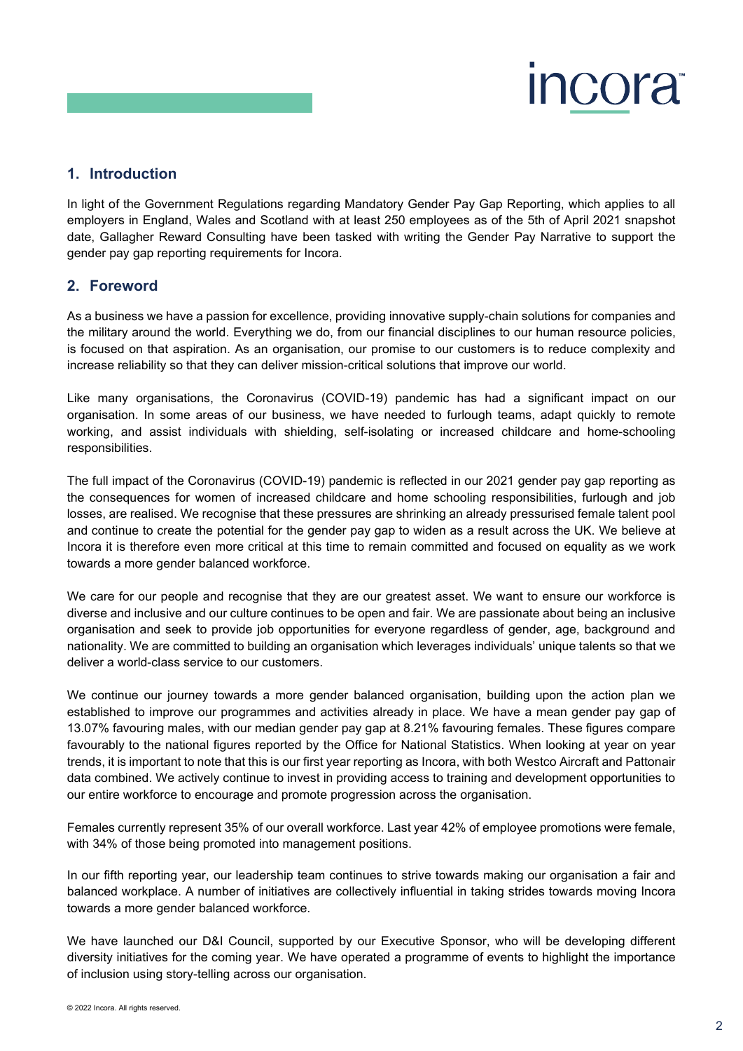## 1. Introduction

In light of the Government Regulations regarding Mandatory Gender Pay Gap Reporting, which applies to all employers in England, Wales and Scotland with at least 250 employees as of the 5th of April 2021 snapshot date, Gallagher Reward Consulting have been tasked with writing the Gender Pay Narrative to support the gender pay gap reporting requirements for Incora.

## 2. Foreword

As a business we have a passion for excellence, providing innovative supply-chain solutions for companies and the military around the world. Everything we do, from our financial disciplines to our human resource policies, is focused on that aspiration. As an organisation, our promise to our customers is to reduce complexity and increase reliability so that they can deliver mission-critical solutions that improve our world.

Like many organisations, the Coronavirus (COVID-19) pandemic has had a significant impact on our organisation. In some areas of our business, we have needed to furlough teams, adapt quickly to remote working, and assist individuals with shielding, self-isolating or increased childcare and home-schooling responsibilities.

The full impact of the Coronavirus (COVID-19) pandemic is reflected in our 2021 gender pay gap reporting as the consequences for women of increased childcare and home schooling responsibilities, furlough and job losses, are realised. We recognise that these pressures are shrinking an already pressurised female talent pool and continue to create the potential for the gender pay gap to widen as a result across the UK. We believe at Incora it is therefore even more critical at this time to remain committed and focused on equality as we work towards a more gender balanced workforce.

We care for our people and recognise that they are our greatest asset. We want to ensure our workforce is diverse and inclusive and our culture continues to be open and fair. We are passionate about being an inclusive organisation and seek to provide job opportunities for everyone regardless of gender, age, background and nationality. We are committed to building an organisation which leverages individuals' unique talents so that we deliver a world-class service to our customers.

We continue our journey towards a more gender balanced organisation, building upon the action plan we established to improve our programmes and activities already in place. We have a mean gender pay gap of 13.07% favouring males, with our median gender pay gap at 8.21% favouring females. These figures compare favourably to the national figures reported by the Office for National Statistics. When looking at year on year trends, it is important to note that this is our first year reporting as Incora, with both Westco Aircraft and Pattonair data combined. We actively continue to invest in providing access to training and development opportunities to our entire workforce to encourage and promote progression across the organisation.

Females currently represent 35% of our overall workforce. Last year 42% of employee promotions were female, with 34% of those being promoted into management positions.

In our fifth reporting year, our leadership team continues to strive towards making our organisation a fair and balanced workplace. A number of initiatives are collectively influential in taking strides towards moving Incora towards a more gender balanced workforce.

We have launched our D&I Council, supported by our Executive Sponsor, who will be developing different diversity initiatives for the coming year. We have operated a programme of events to highlight the importance of inclusion using story-telling across our organisation.

© 2022 Incora. All rights reserved.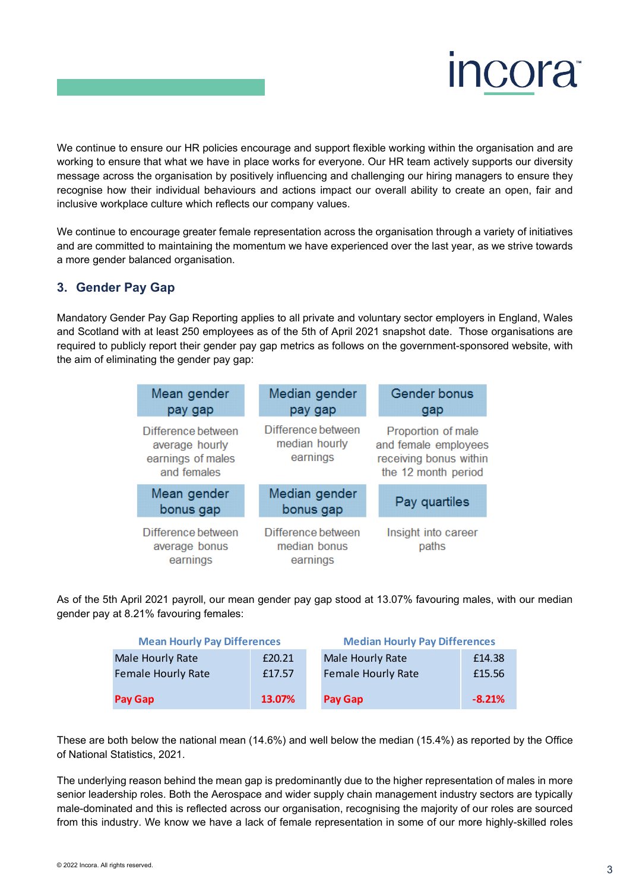We continue to ensure our HR policies encourage and support flexible working within the organisation and are working to ensure that what we have in place works for everyone. Our HR team actively supports our diversity message across the organisation by positively influencing and challenging our hiring managers to ensure they recognise how their individual behaviours and actions impact our overall ability to create an open, fair and inclusive workplace culture which reflects our company values.

We continue to encourage greater female representation across the organisation through a variety of initiatives and are committed to maintaining the momentum we have experienced over the last year, as we strive towards a more gender balanced organisation.

## 3. Gender Pay Gap

Mandatory Gender Pay Gap Reporting applies to all private and voluntary sector employers in England, Wales and Scotland with at least 250 employees as of the 5th of April 2021 snapshot date. Those organisations are required to publicly report their gender pay gap metrics as follows on the government-sponsored website, with the aim of eliminating the gender pay gap:

| Mean gender pay gap | Median gender pay gap | Gender bonus gap |
|---|---|---|
| Difference between average hourly earnings of males and females | Difference between median hourly earnings | Proportion of male and female employees receiving bonus within the 12 month period |
| **Mean gender bonus gap** | **Median gender bonus gap** | **Pay quartiles** |
| Difference between average bonus earnings | Difference between median bonus earnings | Insight into career paths |

As of the 5th April 2021 payroll, our mean gender pay gap stood at 13.07% favouring males, with our median gender pay at 8.21% favouring females:

| Mean Hourly Pay Differences | |
|---|---|
| Male Hourly Rate | £20.21 |
| Female Hourly Rate | £17.57 |
| **Pay Gap** | **13.07%** |

| Median Hourly Pay Differences | |
|---|---|
| Male Hourly Rate | £14.38 |
| Female Hourly Rate | £15.56 |
| **Pay Gap** | **-8.21%** |

These are both below the national mean (14.6%) and well below the median (15.4%) as reported by the Office of National Statistics, 2021.

The underlying reason behind the mean gap is predominantly due to the higher representation of males in more senior leadership roles. Both the Aerospace and wider supply chain management industry sectors are typically male-dominated and this is reflected across our organisation, recognising the majority of our roles are sourced from this industry. We know we have a lack of female representation in some of our more highly-skilled roles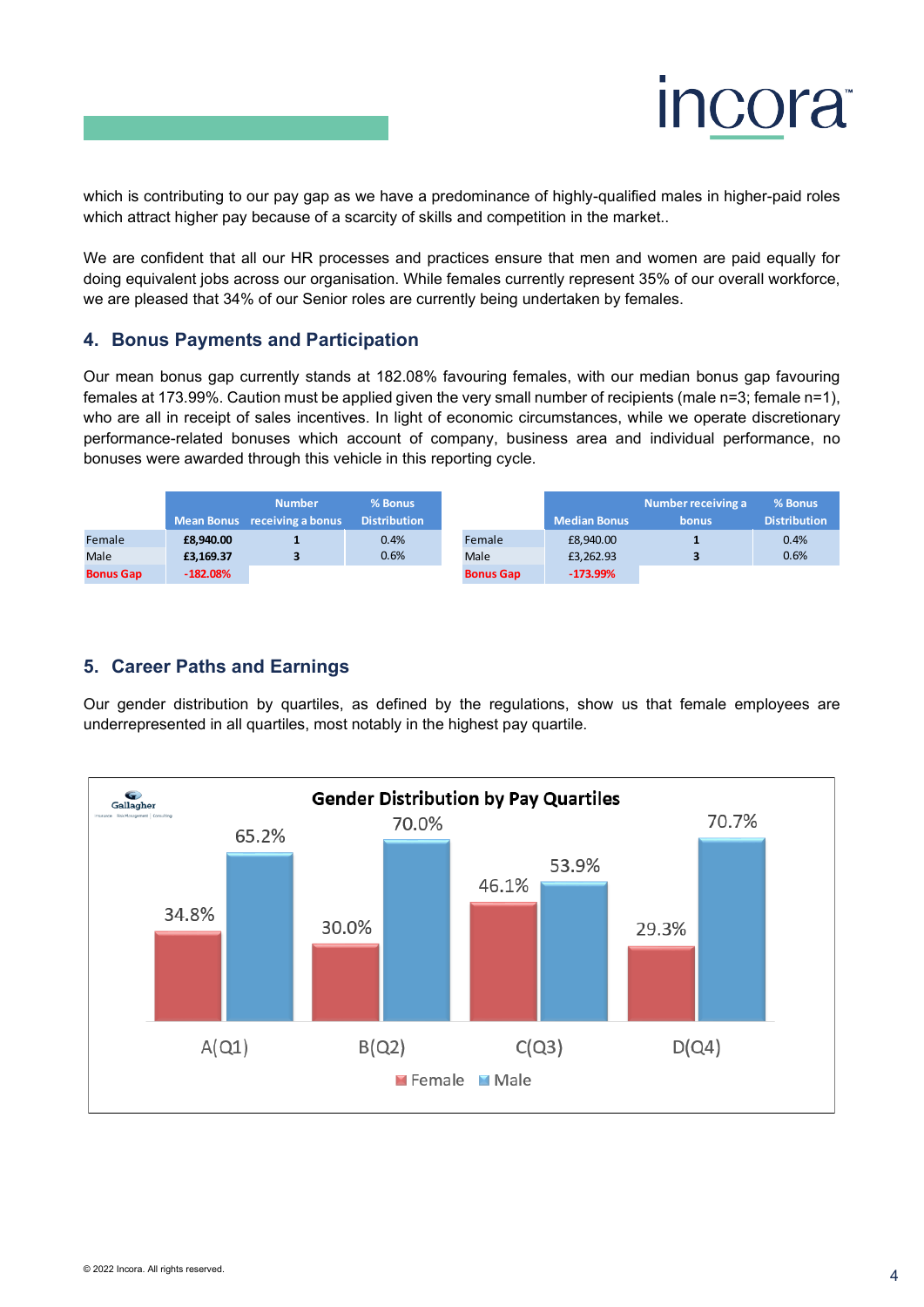which is contributing to our pay gap as we have a predominance of highly-qualified males in higher-paid roles which attract higher pay because of a scarcity of skills and competition in the market..

We are confident that all our HR processes and practices ensure that men and women are paid equally for doing equivalent jobs across our organisation. While females currently represent 35% of our overall workforce, we are pleased that 34% of our Senior roles are currently being undertaken by females.

## 4. Bonus Payments and Participation

Our mean bonus gap currently stands at 182.08% favouring females, with our median bonus gap favouring females at 173.99%. Caution must be applied given the very small number of recipients (male n=3; female n=1), who are all in receipt of sales incentives. In light of economic circumstances, while we operate discretionary performance-related bonuses which account of company, business area and individual performance, no bonuses were awarded through this vehicle in this reporting cycle.

| | Mean Bonus | Number receiving a bonus | % Bonus Distribution |
|---|---|---|---|
| Female | **£8,940.00** | **1** | 0.4% |
| Male | **£3,169.37** | **3** | 0.6% |
| **Bonus Gap** | **-182.08%** | | |

| | Median Bonus | Number receiving a bonus | % Bonus Distribution |
|---|---|---|---|
| Female | £8,940.00 | **1** | 0.4% |
| Male | £3,262.93 | **3** | 0.6% |
| **Bonus Gap** | **-173.99%** | | |

## 5. Career Paths and Earnings

Our gender distribution by quartiles, as defined by the regulations, show us that female employees are underrepresented in all quartiles, most notably in the highest pay quartile.

**Gender Distribution by Pay Quartiles**

| | Female | Male |
|---|---|---|
| A(Q1) | 34.8% | 65.2% |
| B(Q2) | 30.0% | 70.0% |
| C(Q3) | 46.1% | 53.9% |
| D(Q4) | 29.3% | 70.7% |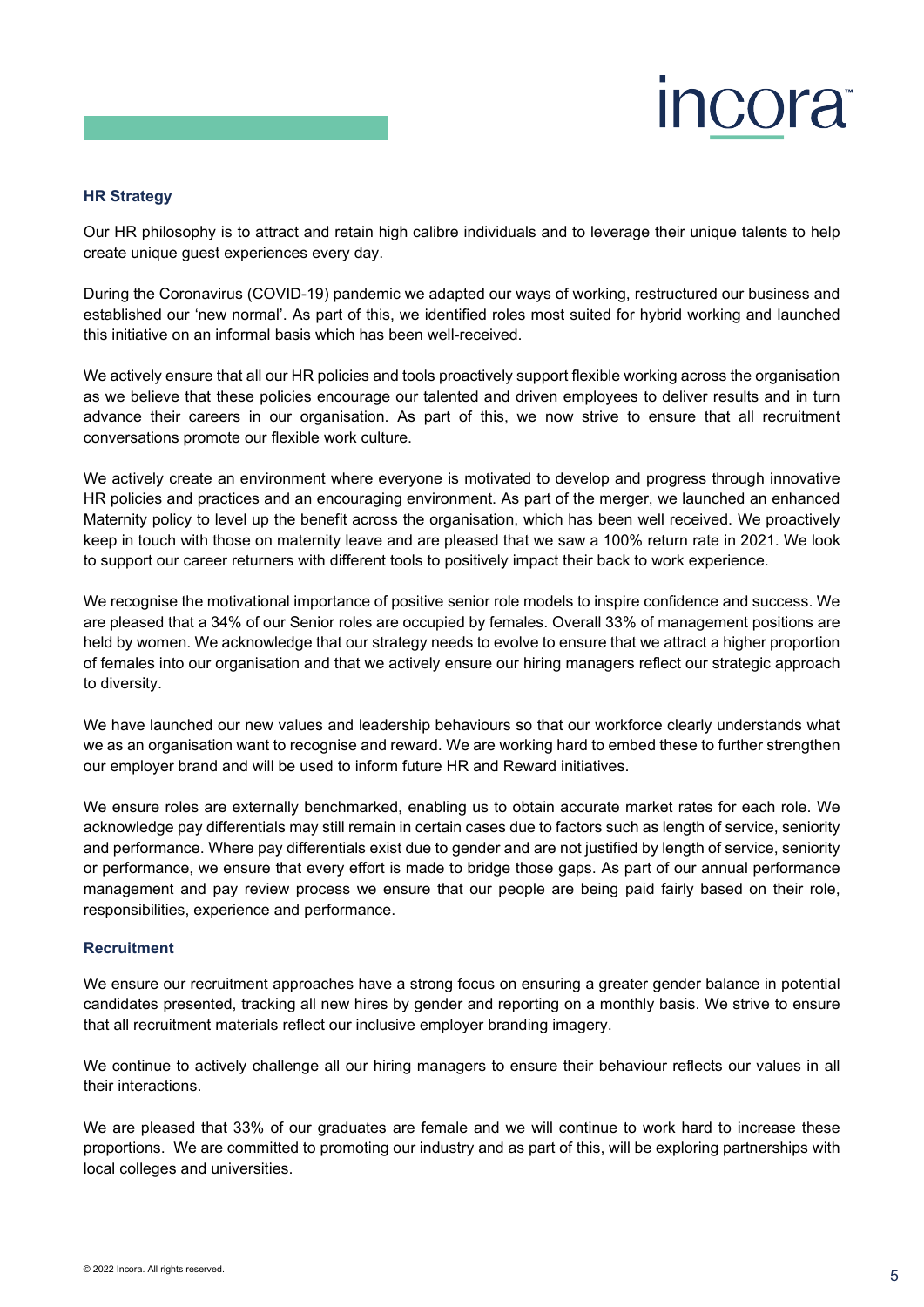## HR Strategy

Our HR philosophy is to attract and retain high calibre individuals and to leverage their unique talents to help create unique guest experiences every day.

During the Coronavirus (COVID-19) pandemic we adapted our ways of working, restructured our business and established our 'new normal'. As part of this, we identified roles most suited for hybrid working and launched this initiative on an informal basis which has been well-received.

We actively ensure that all our HR policies and tools proactively support flexible working across the organisation as we believe that these policies encourage our talented and driven employees to deliver results and in turn advance their careers in our organisation. As part of this, we now strive to ensure that all recruitment conversations promote our flexible work culture.

We actively create an environment where everyone is motivated to develop and progress through innovative HR policies and practices and an encouraging environment. As part of the merger, we launched an enhanced Maternity policy to level up the benefit across the organisation, which has been well received. We proactively keep in touch with those on maternity leave and are pleased that we saw a 100% return rate in 2021. We look to support our career returners with different tools to positively impact their back to work experience.

We recognise the motivational importance of positive senior role models to inspire confidence and success. We are pleased that a 34% of our Senior roles are occupied by females. Overall 33% of management positions are held by women. We acknowledge that our strategy needs to evolve to ensure that we attract a higher proportion of females into our organisation and that we actively ensure our hiring managers reflect our strategic approach to diversity.

We have launched our new values and leadership behaviours so that our workforce clearly understands what we as an organisation want to recognise and reward. We are working hard to embed these to further strengthen our employer brand and will be used to inform future HR and Reward initiatives.

We ensure roles are externally benchmarked, enabling us to obtain accurate market rates for each role. We acknowledge pay differentials may still remain in certain cases due to factors such as length of service, seniority and performance. Where pay differentials exist due to gender and are not justified by length of service, seniority or performance, we ensure that every effort is made to bridge those gaps. As part of our annual performance management and pay review process we ensure that our people are being paid fairly based on their role, responsibilities, experience and performance.

## Recruitment

We ensure our recruitment approaches have a strong focus on ensuring a greater gender balance in potential candidates presented, tracking all new hires by gender and reporting on a monthly basis. We strive to ensure that all recruitment materials reflect our inclusive employer branding imagery.

We continue to actively challenge all our hiring managers to ensure their behaviour reflects our values in all their interactions.

We are pleased that 33% of our graduates are female and we will continue to work hard to increase these proportions. We are committed to promoting our industry and as part of this, will be exploring partnerships with local colleges and universities.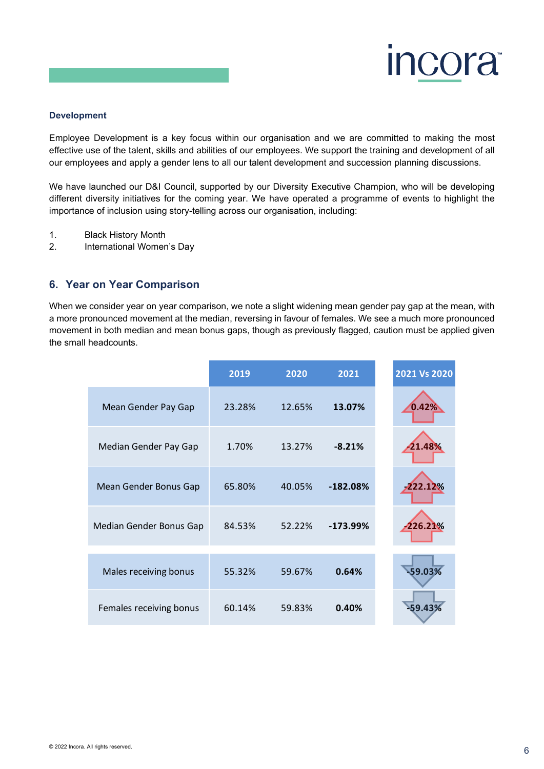### Development

Employee Development is a key focus within our organisation and we are committed to making the most effective use of the talent, skills and abilities of our employees. We support the training and development of all our employees and apply a gender lens to all our talent development and succession planning discussions.

We have launched our D&I Council, supported by our Diversity Executive Champion, who will be developing different diversity initiatives for the coming year. We have operated a programme of events to highlight the importance of inclusion using story-telling across our organisation, including:

1. Black History Month
2. International Women's Day

## 6. Year on Year Comparison

When we consider year on year comparison, we note a slight widening mean gender pay gap at the mean, with a more pronounced movement at the median, reversing in favour of females. We see a much more pronounced movement in both median and mean bonus gaps, though as previously flagged, caution must be applied given the small headcounts.

| | 2019 | 2020 | 2021 | 2021 Vs 2020 |
|---|---|---|---|---|
| Mean Gender Pay Gap | 23.28% | 12.65% | **13.07%** | 0.42% |
| Median Gender Pay Gap | 1.70% | 13.27% | **-8.21%** | -21.48% |
| Mean Gender Bonus Gap | 65.80% | 40.05% | **-182.08%** | -222.12% |
| Median Gender Bonus Gap | 84.53% | 52.22% | **-173.99%** | -226.21% |
| Males receiving bonus | 55.32% | 59.67% | **0.64%** | -59.03% |
| Females receiving bonus | 60.14% | 59.83% | **0.40%** | -59.43% |

© 2022 Incora. All rights reserved.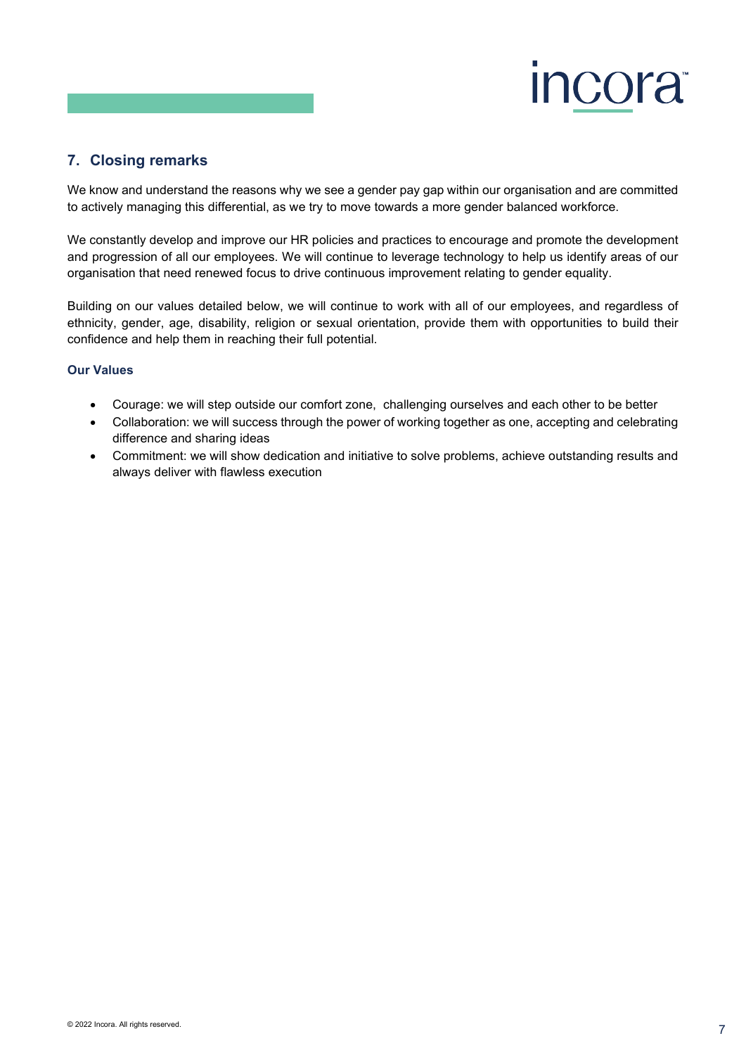## 7. Closing remarks

We know and understand the reasons why we see a gender pay gap within our organisation and are committed to actively managing this differential, as we try to move towards a more gender balanced workforce.

We constantly develop and improve our HR policies and practices to encourage and promote the development and progression of all our employees. We will continue to leverage technology to help us identify areas of our organisation that need renewed focus to drive continuous improvement relating to gender equality.

Building on our values detailed below, we will continue to work with all of our employees, and regardless of ethnicity, gender, age, disability, religion or sexual orientation, provide them with opportunities to build their confidence and help them in reaching their full potential.

### Our Values

- Courage: we will step outside our comfort zone,  challenging ourselves and each other to be better
- Collaboration: we will success through the power of working together as one, accepting and celebrating difference and sharing ideas
- Commitment: we will show dedication and initiative to solve problems, achieve outstanding results and always deliver with flawless execution